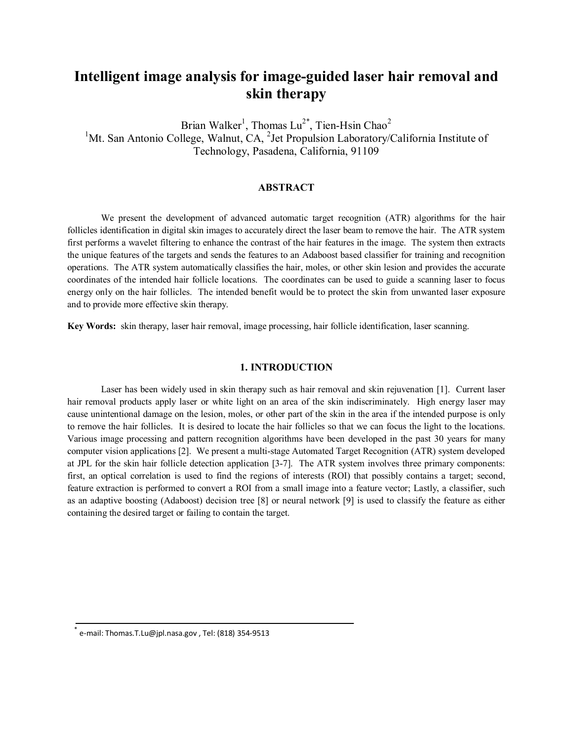# Intelligent image analysis for image-guided laser hair removal and skin therapy

Brian Walker[1], Thomas Lu[2*], Tien-Hsin Chao[2]

[1]Mt. San Antonio College, Walnut, CA, [2]Jet Propulsion Laboratory/California Institute of Technology, Pasadena, California, 91109

## ABSTRACT

We present the development of advanced automatic target recognition (ATR) algorithms for the hair follicles identification in digital skin images to accurately direct the laser beam to remove the hair. The ATR system first performs a wavelet filtering to enhance the contrast of the hair features in the image. The system then extracts the unique features of the targets and sends the features to an Adaboost based classifier for training and recognition operations. The ATR system automatically classifies the hair, moles, or other skin lesion and provides the accurate coordinates of the intended hair follicle locations. The coordinates can be used to guide a scanning laser to focus energy only on the hair follicles. The intended benefit would be to protect the skin from unwanted laser exposure and to provide more effective skin therapy.

**Key Words:** skin therapy, laser hair removal, image processing, hair follicle identification, laser scanning.

## 1. INTRODUCTION

Laser has been widely used in skin therapy such as hair removal and skin rejuvenation [1]. Current laser hair removal products apply laser or white light on an area of the skin indiscriminately. High energy laser may cause unintentional damage on the lesion, moles, or other part of the skin in the area if the intended purpose is only to remove the hair follicles. It is desired to locate the hair follicles so that we can focus the light to the locations. Various image processing and pattern recognition algorithms have been developed in the past 30 years for many computer vision applications [2]. We present a multi-stage Automated Target Recognition (ATR) system developed at JPL for the skin hair follicle detection application [3-7]. The ATR system involves three primary components: first, an optical correlation is used to find the regions of interests (ROI) that possibly contains a target; second, feature extraction is performed to convert a ROI from a small image into a feature vector; Lastly, a classifier, such as an adaptive boosting (Adaboost) decision tree [8] or neural network [9] is used to classify the feature as either containing the desired target or failing to contain the target.

[*] e-mail: Thomas.T.Lu@jpl.nasa.gov , Tel: (818) 354-9513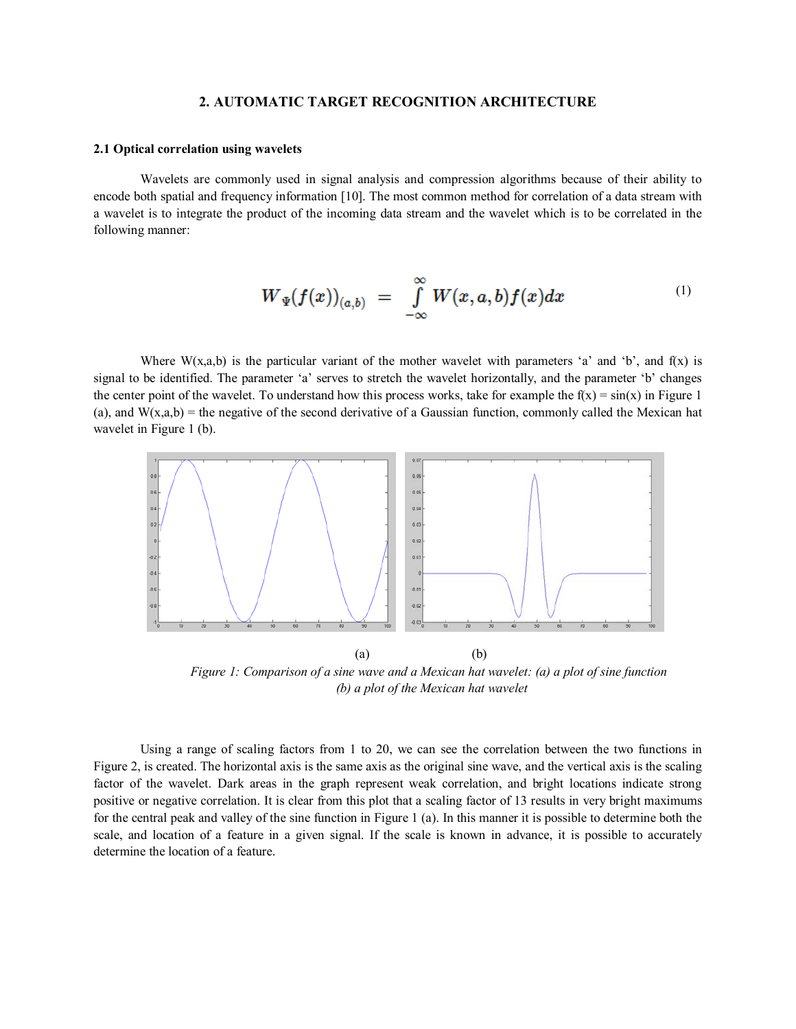## 2. AUTOMATIC TARGET RECOGNITION ARCHITECTURE

### 2.1 Optical correlation using wavelets

Wavelets are commonly used in signal analysis and compression algorithms because of their ability to encode both spatial and frequency information [10]. The most common method for correlation of a data stream with a wavelet is to integrate the product of the incoming data stream and the wavelet which is to be correlated in the following manner:

$$W_{\Psi}(f(x))_{(a,b)} = \int_{-\infty}^{\infty} W(x,a,b)f(x)dx \tag{1}$$

Where W(x,a,b) is the particular variant of the mother wavelet with parameters 'a' and 'b', and f(x) is signal to be identified. The parameter 'a' serves to stretch the wavelet horizontally, and the parameter 'b' changes the center point of the wavelet. To understand how this process works, take for example the f(x) = sin(x) in Figure 1 (a), and W(x,a,b) = the negative of the second derivative of a Gaussian function, commonly called the Mexican hat wavelet in Figure 1 (b).

(a) (b)

*Figure 1: Comparison of a sine wave and a Mexican hat wavelet: (a) a plot of sine function (b) a plot of the Mexican hat wavelet*

Using a range of scaling factors from 1 to 20, we can see the correlation between the two functions in Figure 2, is created. The horizontal axis is the same axis as the original sine wave, and the vertical axis is the scaling factor of the wavelet. Dark areas in the graph represent weak correlation, and bright locations indicate strong positive or negative correlation. It is clear from this plot that a scaling factor of 13 results in very bright maximums for the central peak and valley of the sine function in Figure 1 (a). In this manner it is possible to determine both the scale, and location of a feature in a given signal. If the scale is known in advance, it is possible to accurately determine the location of a feature.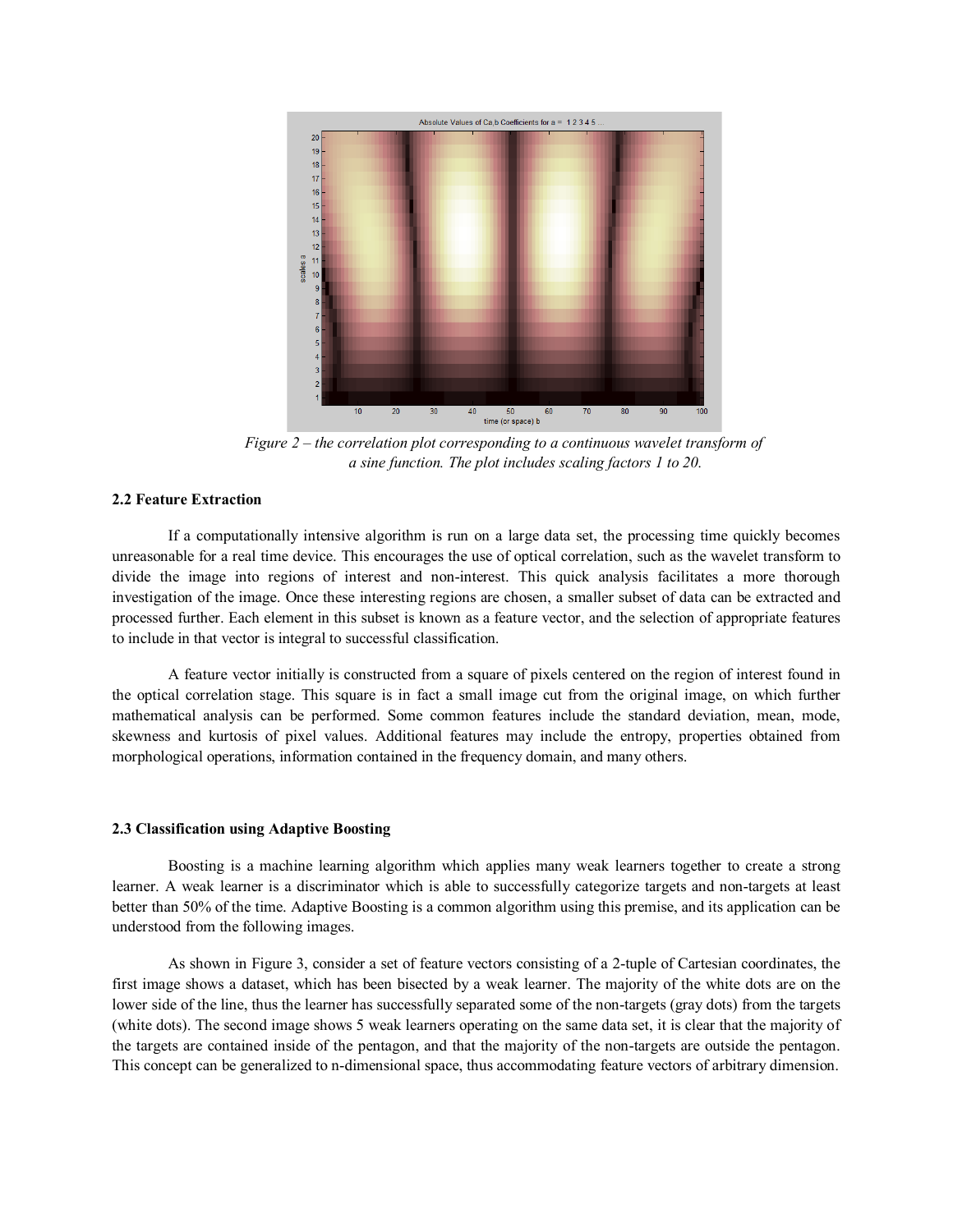*Figure 2 – the correlation plot corresponding to a continuous wavelet transform of a sine function. The plot includes scaling factors 1 to 20.*

**2.2 Feature Extraction**

If a computationally intensive algorithm is run on a large data set, the processing time quickly becomes unreasonable for a real time device. This encourages the use of optical correlation, such as the wavelet transform to divide the image into regions of interest and non-interest. This quick analysis facilitates a more thorough investigation of the image. Once these interesting regions are chosen, a smaller subset of data can be extracted and processed further. Each element in this subset is known as a feature vector, and the selection of appropriate features to include in that vector is integral to successful classification.

A feature vector initially is constructed from a square of pixels centered on the region of interest found in the optical correlation stage. This square is in fact a small image cut from the original image, on which further mathematical analysis can be performed. Some common features include the standard deviation, mean, mode, skewness and kurtosis of pixel values. Additional features may include the entropy, properties obtained from morphological operations, information contained in the frequency domain, and many others.

**2.3 Classification using Adaptive Boosting**

Boosting is a machine learning algorithm which applies many weak learners together to create a strong learner. A weak learner is a discriminator which is able to successfully categorize targets and non-targets at least better than 50% of the time. Adaptive Boosting is a common algorithm using this premise, and its application can be understood from the following images.

As shown in Figure 3, consider a set of feature vectors consisting of a 2-tuple of Cartesian coordinates, the first image shows a dataset, which has been bisected by a weak learner. The majority of the white dots are on the lower side of the line, thus the learner has successfully separated some of the non-targets (gray dots) from the targets (white dots). The second image shows 5 weak learners operating on the same data set, it is clear that the majority of the targets are contained inside of the pentagon, and that the majority of the non-targets are outside the pentagon. This concept can be generalized to n-dimensional space, thus accommodating feature vectors of arbitrary dimension.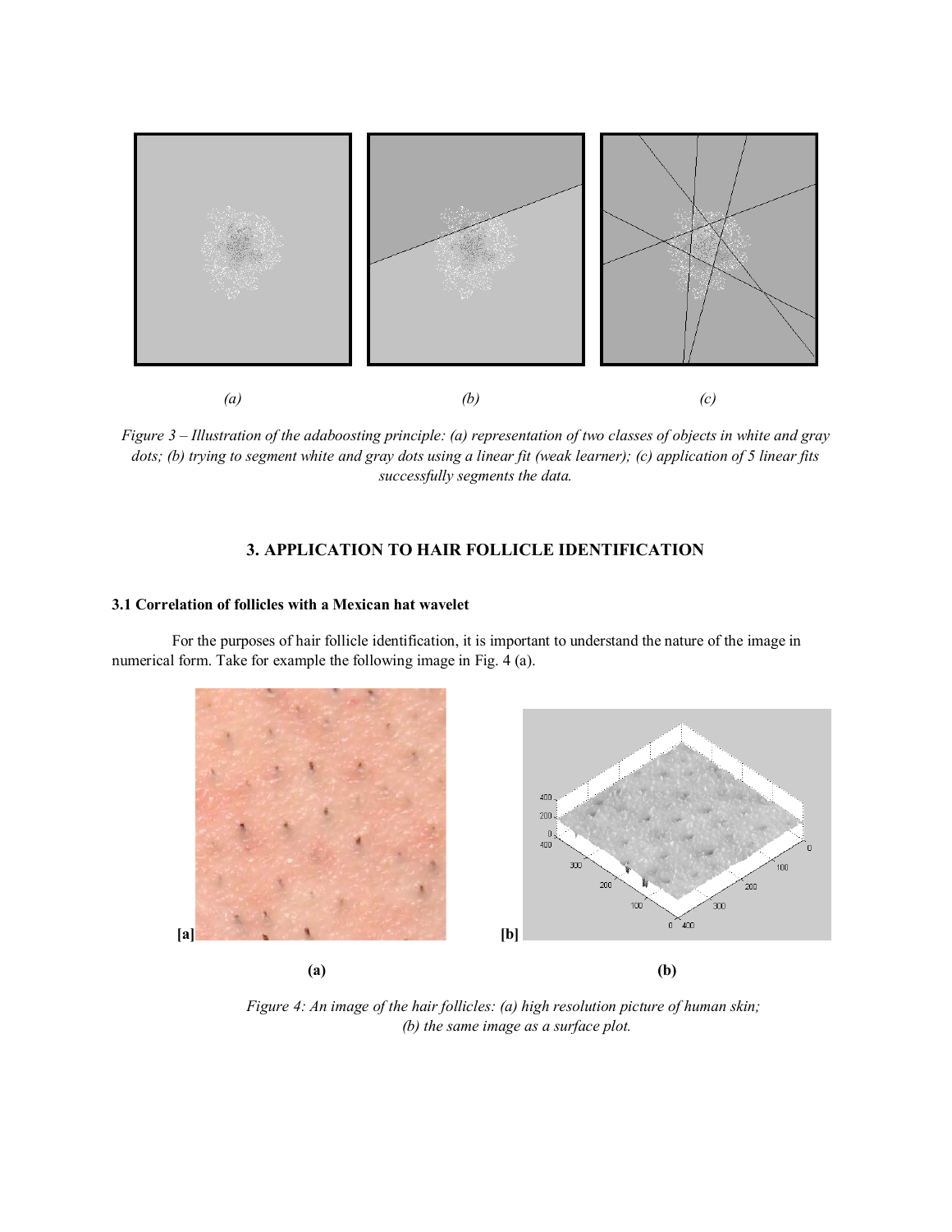*(a)* *(b)* *(c)*

*Figure 3 – Illustration of the adaboosting principle: (a) representation of two classes of objects in white and gray dots; (b) trying to segment white and gray dots using a linear fit (weak learner); (c) application of 5 linear fits successfully segments the data.*

## 3. APPLICATION TO HAIR FOLLICLE IDENTIFICATION

### 3.1 Correlation of follicles with a Mexican hat wavelet

For the purposes of hair follicle identification, it is important to understand the nature of the image in numerical form. Take for example the following image in Fig. 4 (a).

**(a)** **(b)**

*Figure 4: An image of the hair follicles: (a) high resolution picture of human skin; (b) the same image as a surface plot.*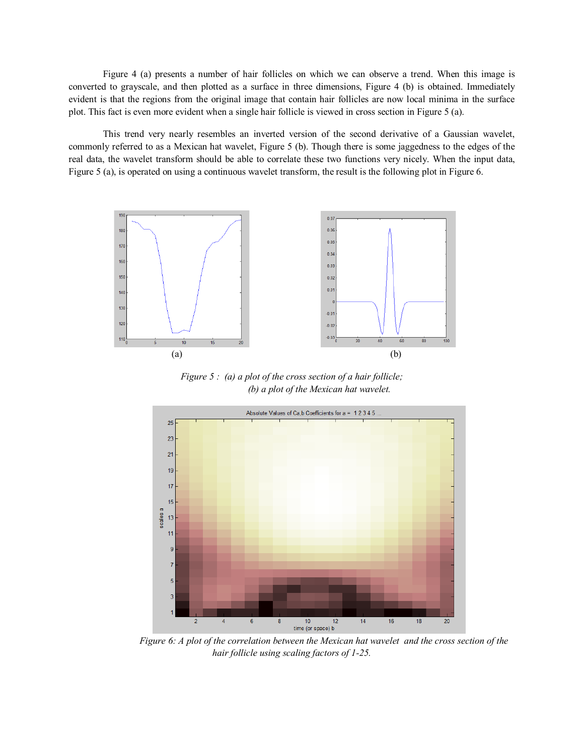Figure 4 (a) presents a number of hair follicles on which we can observe a trend. When this image is converted to grayscale, and then plotted as a surface in three dimensions, Figure 4 (b) is obtained. Immediately evident is that the regions from the original image that contain hair follicles are now local minima in the surface plot. This fact is even more evident when a single hair follicle is viewed in cross section in Figure 5 (a).

This trend very nearly resembles an inverted version of the second derivative of a Gaussian wavelet, commonly referred to as a Mexican hat wavelet, Figure 5 (b). Though there is some jaggedness to the edges of the real data, the wavelet transform should be able to correlate these two functions very nicely. When the input data, Figure 5 (a), is operated on using a continuous wavelet transform, the result is the following plot in Figure 6.

*Figure 5 : (a) a plot of the cross section of a hair follicle; (b) a plot of the Mexican hat wavelet.*

*Figure 6: A plot of the correlation between the Mexican hat wavelet and the cross section of the hair follicle using scaling factors of 1-25.*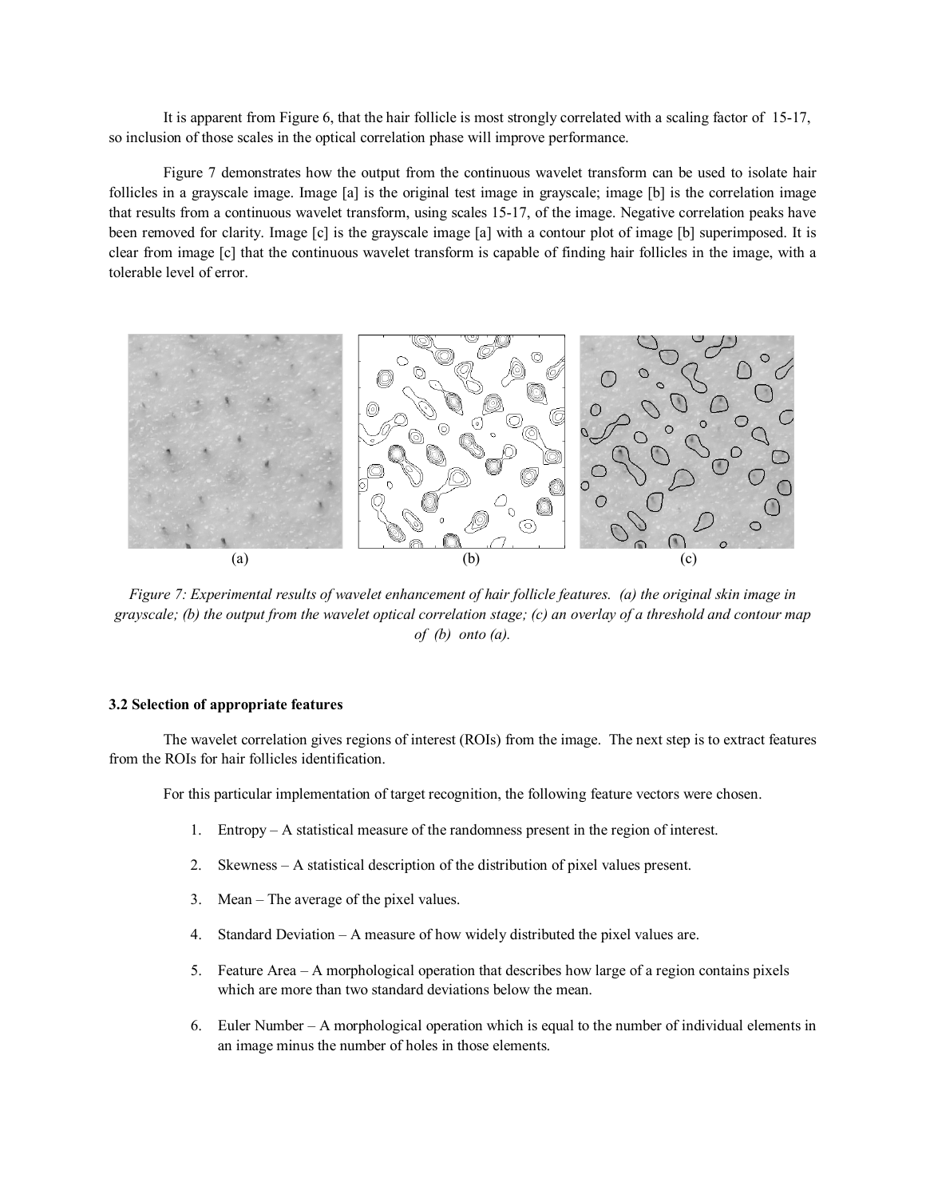It is apparent from Figure 6, that the hair follicle is most strongly correlated with a scaling factor of 15-17, so inclusion of those scales in the optical correlation phase will improve performance.

Figure 7 demonstrates how the output from the continuous wavelet transform can be used to isolate hair follicles in a grayscale image. Image [a] is the original test image in grayscale; image [b] is the correlation image that results from a continuous wavelet transform, using scales 15-17, of the image. Negative correlation peaks have been removed for clarity. Image [c] is the grayscale image [a] with a contour plot of image [b] superimposed. It is clear from image [c] that the continuous wavelet transform is capable of finding hair follicles in the image, with a tolerable level of error.

(a) (b) (c)

*Figure 7: Experimental results of wavelet enhancement of hair follicle features. (a) the original skin image in grayscale; (b) the output from the wavelet optical correlation stage; (c) an overlay of a threshold and contour map of (b) onto (a).*

**3.2 Selection of appropriate features**

The wavelet correlation gives regions of interest (ROIs) from the image. The next step is to extract features from the ROIs for hair follicles identification.

For this particular implementation of target recognition, the following feature vectors were chosen.

1. Entropy – A statistical measure of the randomness present in the region of interest.
2. Skewness – A statistical description of the distribution of pixel values present.
3. Mean – The average of the pixel values.
4. Standard Deviation – A measure of how widely distributed the pixel values are.
5. Feature Area – A morphological operation that describes how large of a region contains pixels which are more than two standard deviations below the mean.
6. Euler Number – A morphological operation which is equal to the number of individual elements in an image minus the number of holes in those elements.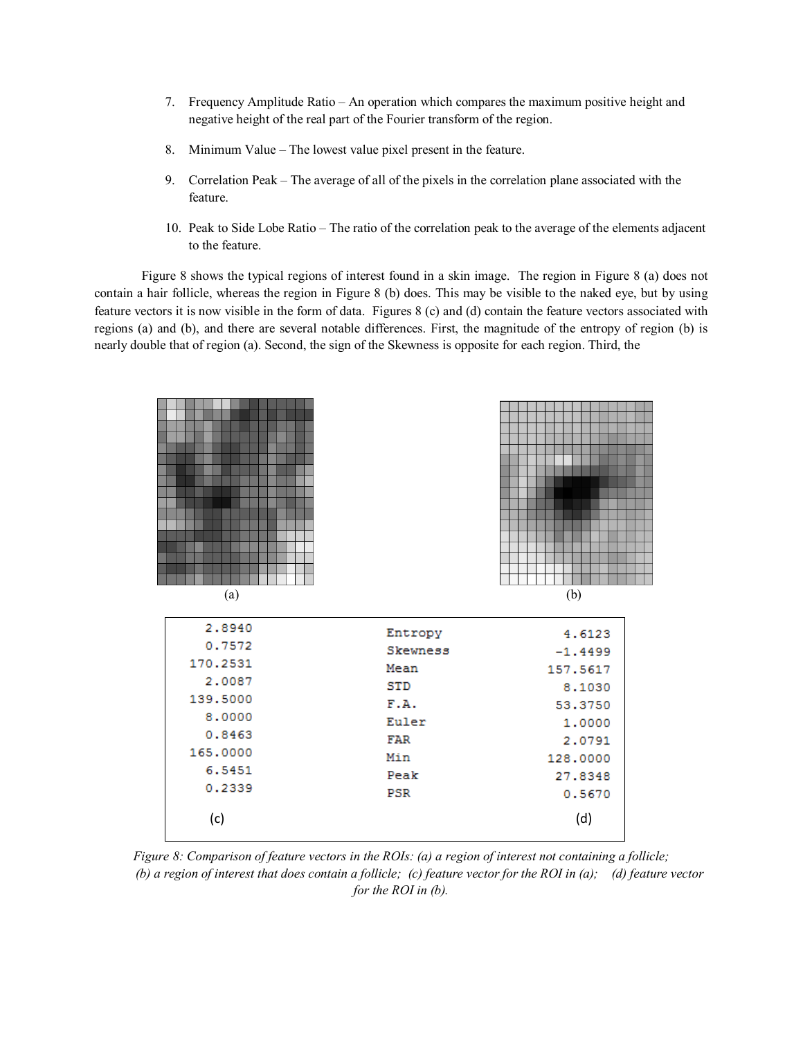7. Frequency Amplitude Ratio – An operation which compares the maximum positive height and negative height of the real part of the Fourier transform of the region.

8. Minimum Value – The lowest value pixel present in the feature.

9. Correlation Peak – The average of all of the pixels in the correlation plane associated with the feature.

10. Peak to Side Lobe Ratio – The ratio of the correlation peak to the average of the elements adjacent to the feature.

Figure 8 shows the typical regions of interest found in a skin image. The region in Figure 8 (a) does not contain a hair follicle, whereas the region in Figure 8 (b) does. This may be visible to the naked eye, but by using feature vectors it is now visible in the form of data. Figures 8 (c) and (d) contain the feature vectors associated with regions (a) and (b), and there are several notable differences. First, the magnitude of the entropy of region (b) is nearly double that of region (a). Second, the sign of the Skewness is opposite for each region. Third, the

| (c) | Feature | (d) |
|---|---|---|
| 2.8940 | Entropy | 4.6123 |
| 0.7572 | Skewness | -1.4499 |
| 170.2531 | Mean | 157.5617 |
| 2.0087 | STD | 8.1030 |
| 139.5000 | F.A. | 53.3750 |
| 8.0000 | Euler | 1.0000 |
| 0.8463 | FAR | 2.0791 |
| 165.0000 | Min | 128.0000 |
| 6.5451 | Peak | 27.8348 |
| 0.2339 | PSR | 0.5670 |

*Figure 8: Comparison of feature vectors in the ROIs: (a) a region of interest not containing a follicle; (b) a region of interest that does contain a follicle; (c) feature vector for the ROI in (a); (d) feature vector for the ROI in (b).*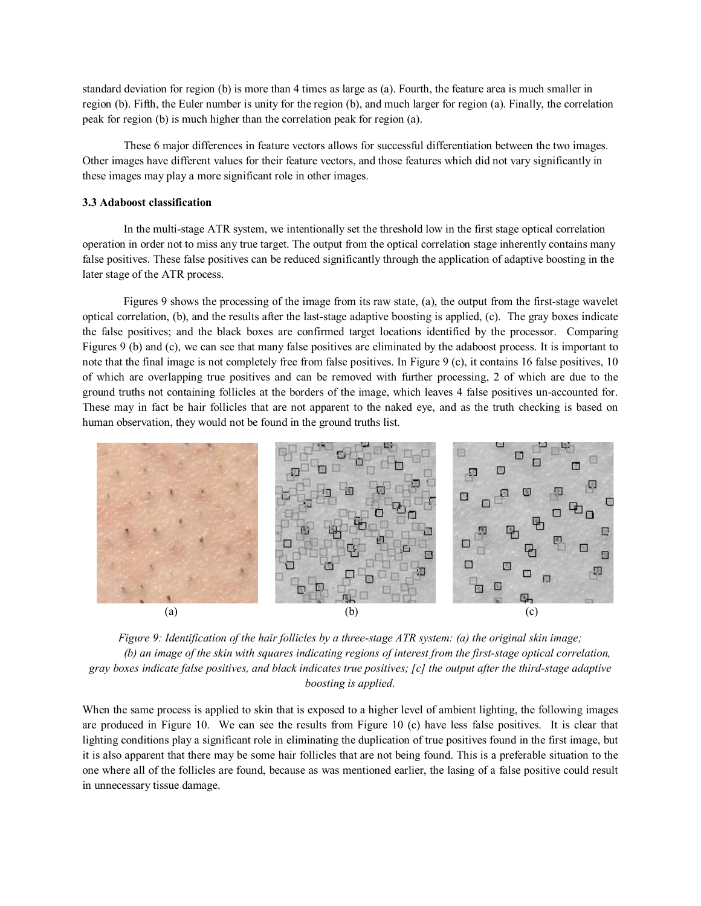standard deviation for region (b) is more than 4 times as large as (a). Fourth, the feature area is much smaller in region (b). Fifth, the Euler number is unity for the region (b), and much larger for region (a). Finally, the correlation peak for region (b) is much higher than the correlation peak for region (a).

These 6 major differences in feature vectors allows for successful differentiation between the two images. Other images have different values for their feature vectors, and those features which did not vary significantly in these images may play a more significant role in other images.

### 3.3 Adaboost classification

In the multi-stage ATR system, we intentionally set the threshold low in the first stage optical correlation operation in order not to miss any true target. The output from the optical correlation stage inherently contains many false positives. These false positives can be reduced significantly through the application of adaptive boosting in the later stage of the ATR process.

Figures 9 shows the processing of the image from its raw state, (a), the output from the first-stage wavelet optical correlation, (b), and the results after the last-stage adaptive boosting is applied, (c). The gray boxes indicate the false positives; and the black boxes are confirmed target locations identified by the processor. Comparing Figures 9 (b) and (c), we can see that many false positives are eliminated by the adaboost process. It is important to note that the final image is not completely free from false positives. In Figure 9 (c), it contains 16 false positives, 10 of which are overlapping true positives and can be removed with further processing, 2 of which are due to the ground truths not containing follicles at the borders of the image, which leaves 4 false positives un-accounted for. These may in fact be hair follicles that are not apparent to the naked eye, and as the truth checking is based on human observation, they would not be found in the ground truths list.

(a) (b) (c)

*Figure 9: Identification of the hair follicles by a three-stage ATR system: (a) the original skin image; (b) an image of the skin with squares indicating regions of interest from the first-stage optical correlation, gray boxes indicate false positives, and black indicates true positives; [c] the output after the third-stage adaptive boosting is applied.*

When the same process is applied to skin that is exposed to a higher level of ambient lighting, the following images are produced in Figure 10. We can see the results from Figure 10 (c) have less false positives. It is clear that lighting conditions play a significant role in eliminating the duplication of true positives found in the first image, but it is also apparent that there may be some hair follicles that are not being found. This is a preferable situation to the one where all of the follicles are found, because as was mentioned earlier, the lasing of a false positive could result in unnecessary tissue damage.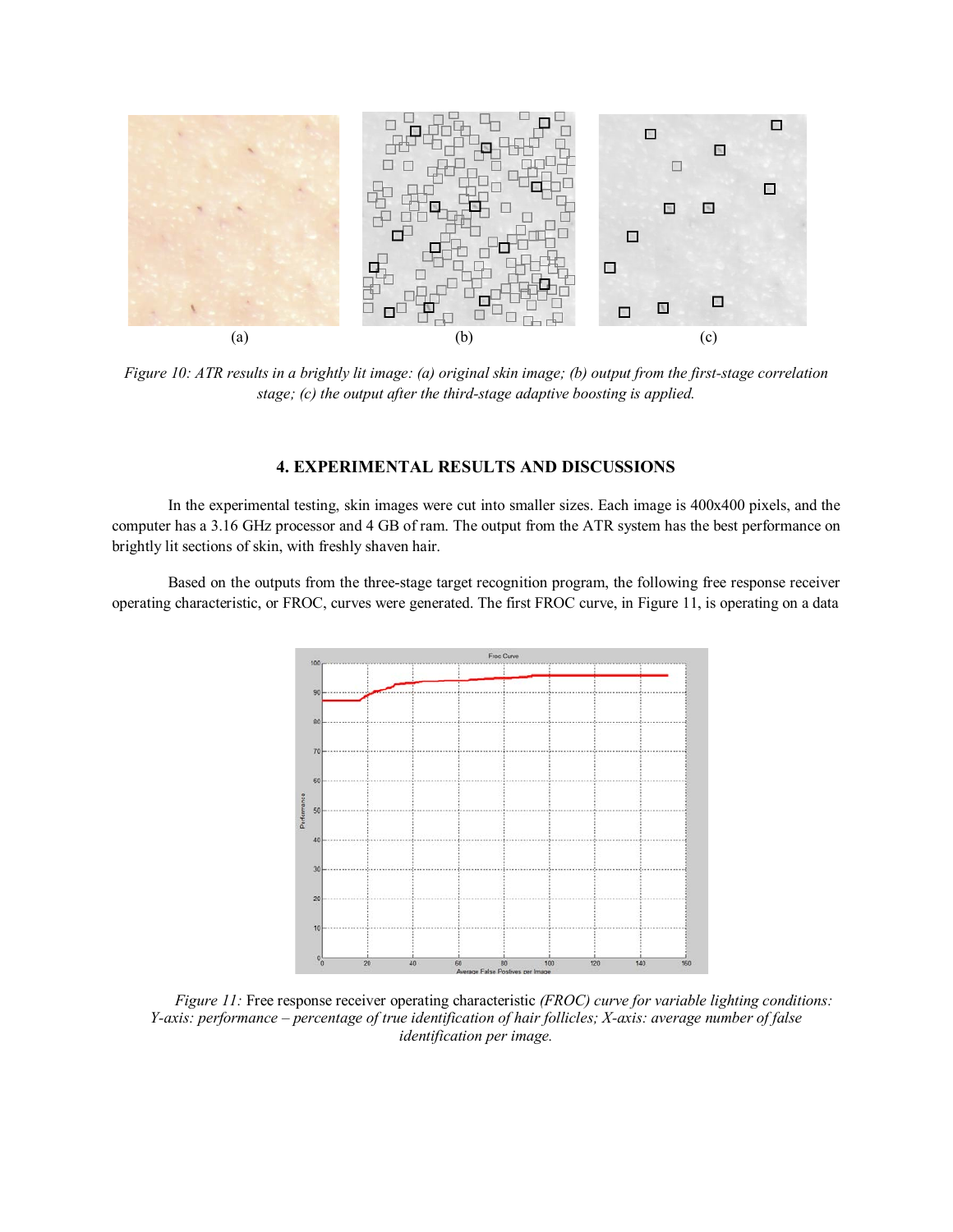(a) (b) (c)

*Figure 10: ATR results in a brightly lit image: (a) original skin image; (b) output from the first-stage correlation stage; (c) the output after the third-stage adaptive boosting is applied.*

## 4. EXPERIMENTAL RESULTS AND DISCUSSIONS

In the experimental testing, skin images were cut into smaller sizes. Each image is 400x400 pixels, and the computer has a 3.16 GHz processor and 4 GB of ram. The output from the ATR system has the best performance on brightly lit sections of skin, with freshly shaven hair.

Based on the outputs from the three-stage target recognition program, the following free response receiver operating characteristic, or FROC, curves were generated. The first FROC curve, in Figure 11, is operating on a data

*Figure 11:* Free response receiver operating characteristic *(FROC) curve for variable lighting conditions: Y-axis: performance – percentage of true identification of hair follicles; X-axis: average number of false identification per image.*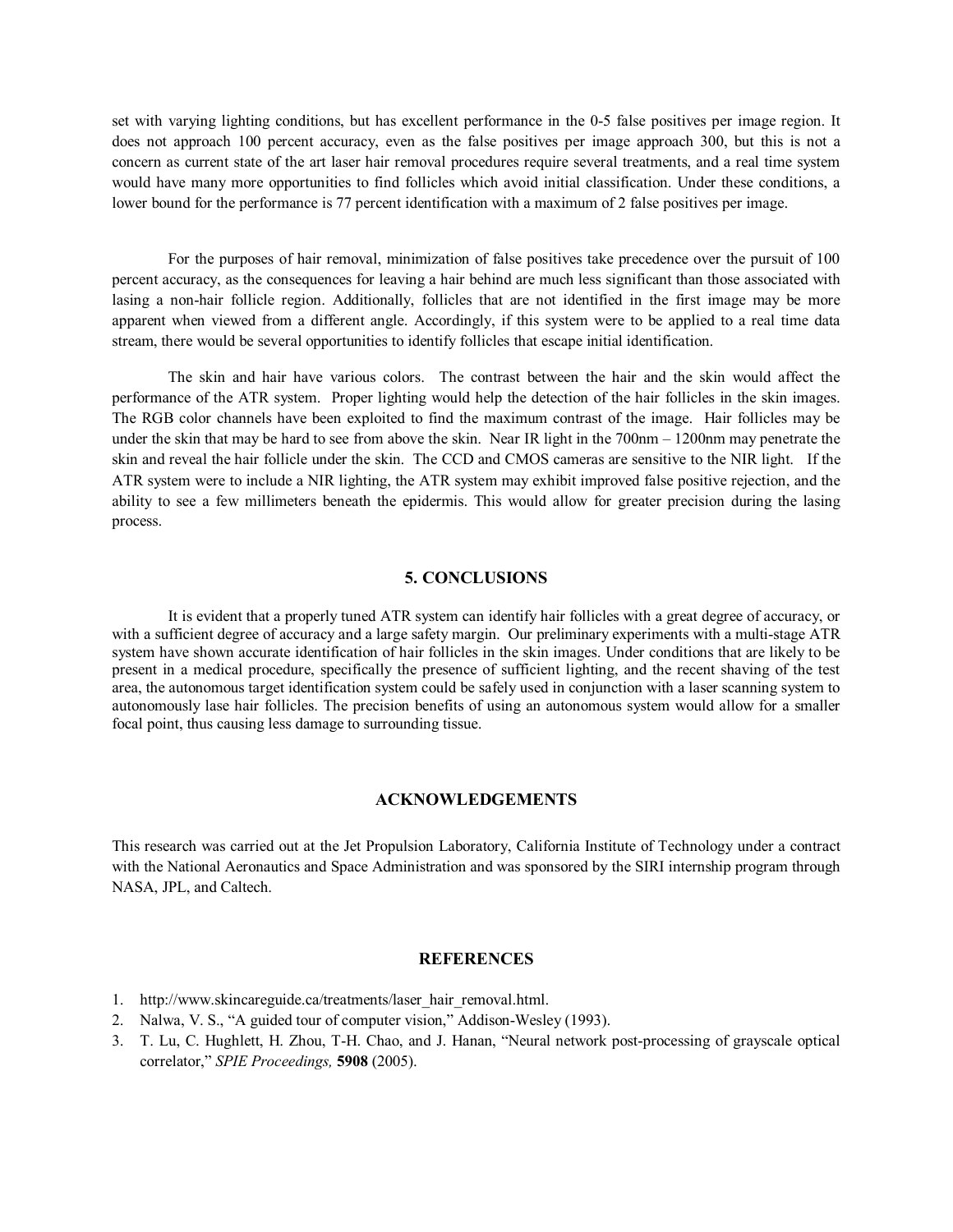set with varying lighting conditions, but has excellent performance in the 0-5 false positives per image region. It does not approach 100 percent accuracy, even as the false positives per image approach 300, but this is not a concern as current state of the art laser hair removal procedures require several treatments, and a real time system would have many more opportunities to find follicles which avoid initial classification. Under these conditions, a lower bound for the performance is 77 percent identification with a maximum of 2 false positives per image.

For the purposes of hair removal, minimization of false positives take precedence over the pursuit of 100 percent accuracy, as the consequences for leaving a hair behind are much less significant than those associated with lasing a non-hair follicle region. Additionally, follicles that are not identified in the first image may be more apparent when viewed from a different angle. Accordingly, if this system were to be applied to a real time data stream, there would be several opportunities to identify follicles that escape initial identification.

The skin and hair have various colors. The contrast between the hair and the skin would affect the performance of the ATR system. Proper lighting would help the detection of the hair follicles in the skin images. The RGB color channels have been exploited to find the maximum contrast of the image. Hair follicles may be under the skin that may be hard to see from above the skin. Near IR light in the 700nm – 1200nm may penetrate the skin and reveal the hair follicle under the skin. The CCD and CMOS cameras are sensitive to the NIR light. If the ATR system were to include a NIR lighting, the ATR system may exhibit improved false positive rejection, and the ability to see a few millimeters beneath the epidermis. This would allow for greater precision during the lasing process.

## 5. CONCLUSIONS

It is evident that a properly tuned ATR system can identify hair follicles with a great degree of accuracy, or with a sufficient degree of accuracy and a large safety margin. Our preliminary experiments with a multi-stage ATR system have shown accurate identification of hair follicles in the skin images. Under conditions that are likely to be present in a medical procedure, specifically the presence of sufficient lighting, and the recent shaving of the test area, the autonomous target identification system could be safely used in conjunction with a laser scanning system to autonomously lase hair follicles. The precision benefits of using an autonomous system would allow for a smaller focal point, thus causing less damage to surrounding tissue.

## ACKNOWLEDGEMENTS

This research was carried out at the Jet Propulsion Laboratory, California Institute of Technology under a contract with the National Aeronautics and Space Administration and was sponsored by the SIRI internship program through NASA, JPL, and Caltech.

## REFERENCES

1. http://www.skincareguide.ca/treatments/laser_hair_removal.html.
2. Nalwa, V. S., "A guided tour of computer vision," Addison-Wesley (1993).
3. T. Lu, C. Hughlett, H. Zhou, T-H. Chao, and J. Hanan, "Neural network post-processing of grayscale optical correlator," *SPIE Proceedings,* **5908** (2005).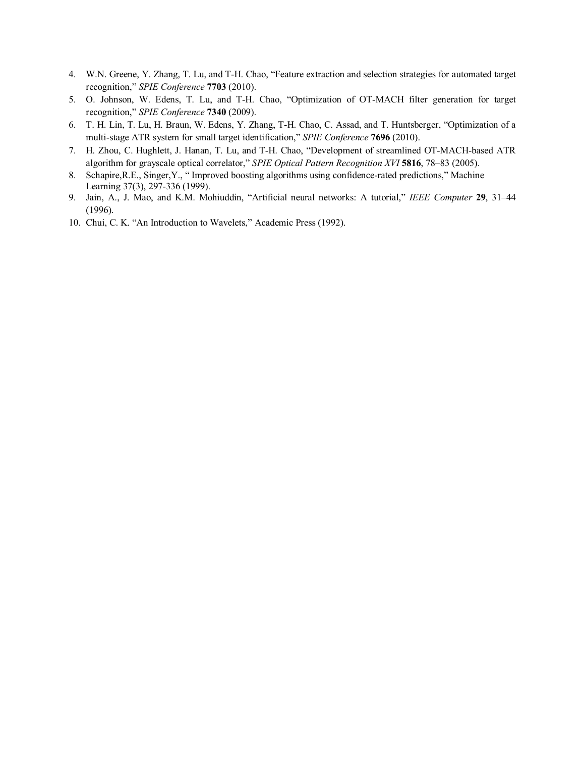4. W.N. Greene, Y. Zhang, T. Lu, and T-H. Chao, "Feature extraction and selection strategies for automated target recognition," *SPIE Conference* **7703** (2010).
5. O. Johnson, W. Edens, T. Lu, and T-H. Chao, "Optimization of OT-MACH filter generation for target recognition," *SPIE Conference* **7340** (2009).
6. T. H. Lin, T. Lu, H. Braun, W. Edens, Y. Zhang, T-H. Chao, C. Assad, and T. Huntsberger, "Optimization of a multi-stage ATR system for small target identification," *SPIE Conference* **7696** (2010).
7. H. Zhou, C. Hughlett, J. Hanan, T. Lu, and T-H. Chao, "Development of streamlined OT-MACH-based ATR algorithm for grayscale optical correlator," *SPIE Optical Pattern Recognition XVI* **5816**, 78–83 (2005).
8. Schapire,R.E., Singer,Y., " Improved boosting algorithms using confidence-rated predictions," Machine Learning 37(3), 297-336 (1999).
9. Jain, A., J. Mao, and K.M. Mohiuddin, "Artificial neural networks: A tutorial," *IEEE Computer* **29**, 31–44 (1996).
10. Chui, C. K. "An Introduction to Wavelets," Academic Press (1992).